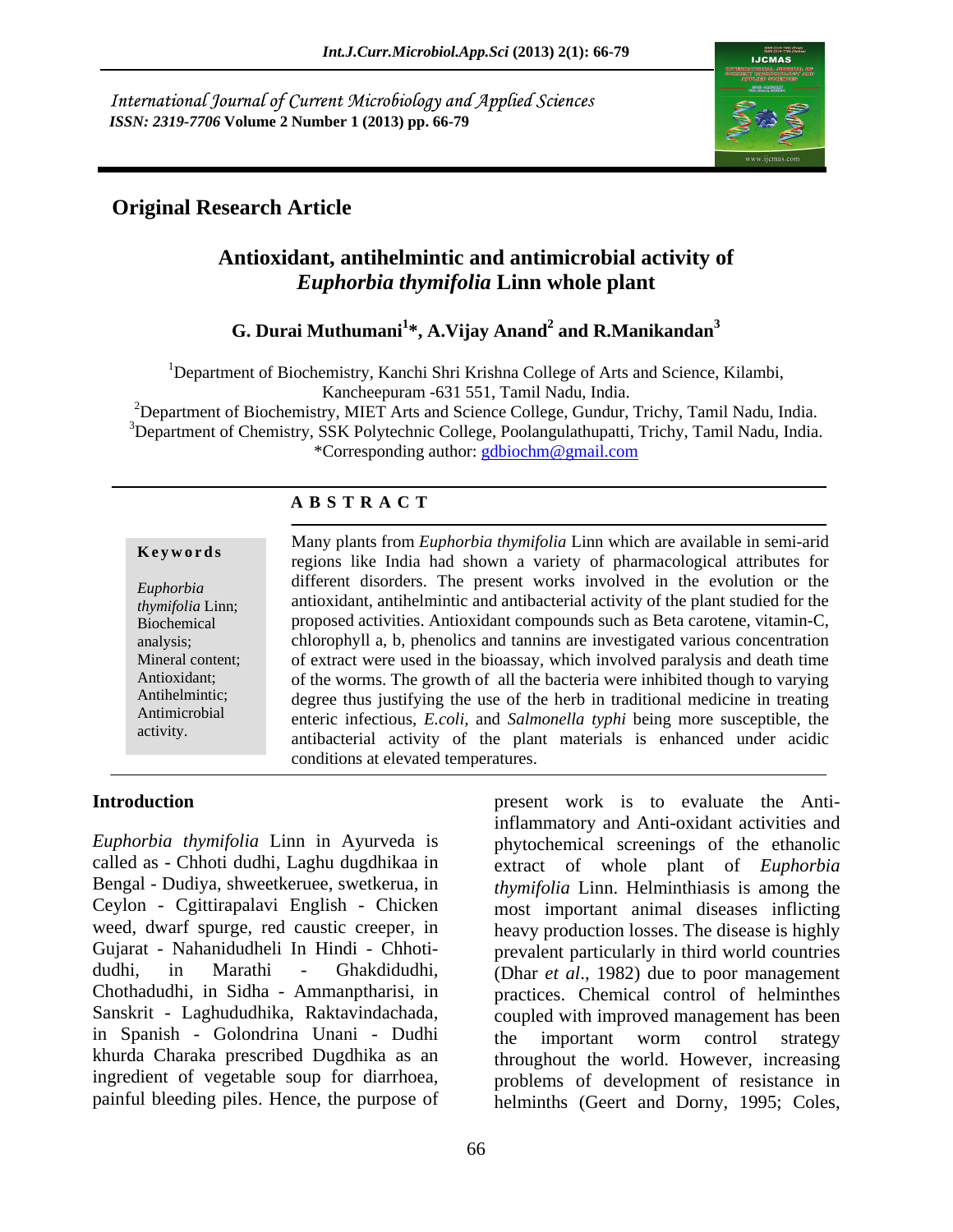International Journal of Current Microbiology and Applied Sciences
*ISSN: 2319-7706* **Volume 2 Number 1 (2013) pp. 66-79**

## Original Research Article

# Antioxidant, antihelmintic and antimicrobial activity of *Euphorbia thymifolia* Linn whole plant

**G. Durai Muthumani[1]\*, A.Vijay Anand[2] and R.Manikandan[3]**

[1]Department of Biochemistry, Kanchi Shri Krishna College of Arts and Science, Kilambi, Kancheepuram -631 551, Tamil Nadu, India.
[2]Department of Biochemistry, MIET Arts and Science College, Gundur, Trichy, Tamil Nadu, India.
[3]Department of Chemistry, SSK Polytechnic College, Poolangulathupatti, Trichy, Tamil Nadu, India.
*Corresponding author: gdbiochm@gmail.com

## A B S T R A C T

**Keywords**

*Euphorbia thymifolia* Linn; Biochemical analysis; Mineral content; Antioxidant; Antihelmintic; Antimicrobial activity.

Many plants from *Euphorbia thymifolia* Linn which are available in semi-arid regions like India had shown a variety of pharmacological attributes for different disorders. The present works involved in the evolution or the antioxidant, antihelmintic and antibacterial activity of the plant studied for the proposed activities. Antioxidant compounds such as Beta carotene, vitamin-C, chlorophyll a, b, phenolics and tannins are investigated various concentration of extract were used in the bioassay, which involved paralysis and death time of the worms. The growth of all the bacteria were inhibited though to varying degree thus justifying the use of the herb in traditional medicine in treating enteric infectious, *E.coli*, and *Salmonella typhi* being more susceptible, the antibacterial activity of the plant materials is enhanced under acidic conditions at elevated temperatures.

## Introduction

*Euphorbia thymifolia* Linn in Ayurveda is called as - Chhoti dudhi, Laghu dugdhikaa in Bengal - Dudiya, shweetkeruee, swetkerua, in Ceylon - Cgittirapalavi English - Chicken weed, dwarf spurge, red caustic creeper, in Gujarat - Nahanidudheli In Hindi - Chhoti-dudhi, in Marathi - Ghakdidudhi, Chothadudhi, in Sidha - Ammanptharisi, in Sanskrit - Laghududhika, Raktavindachada, in Spanish - Golondrina Unani - Dudhi khurda Charaka prescribed Dugdhika as an ingredient of vegetable soup for diarrhoea, painful bleeding piles. Hence, the purpose of present work is to evaluate the Anti-inflammatory and Anti-oxidant activities and phytochemical screenings of the ethanolic extract of whole plant of *Euphorbia thymifolia* Linn. Helminthiasis is among the most important animal diseases inflicting heavy production losses. The disease is highly prevalent particularly in third world countries (Dhar *et al*., 1982) due to poor management practices. Chemical control of helminthes coupled with improved management has been the important worm control strategy throughout the world. However, increasing problems of development of resistance in helminths (Geert and Dorny, 1995; Coles,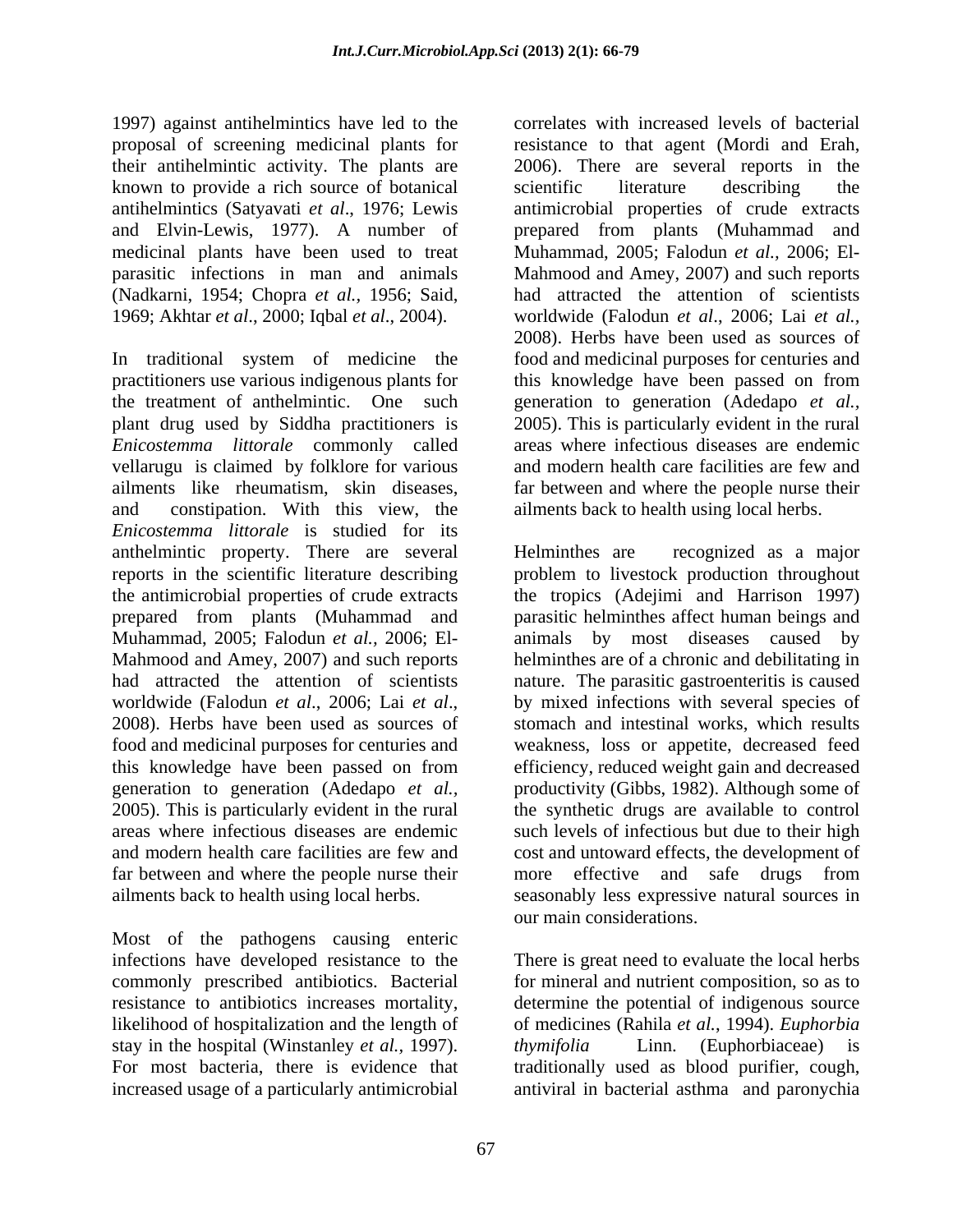1997) against antihelmintics have led to the proposal of screening medicinal plants for their antihelmintic activity. The plants are known to provide a rich source of botanical antihelmintics (Satyavati *et al*., 1976; Lewis and Elvin-Lewis, 1977). A number of medicinal plants have been used to treat parasitic infections in man and animals (Nadkarni, 1954; Chopra *et al.,* 1956; Said, 1969; Akhtar *et al*., 2000; Iqbal *et al*., 2004).

In traditional system of medicine the practitioners use various indigenous plants for the treatment of anthelmintic. One such plant drug used by Siddha practitioners is *Enicostemma littorale* commonly called vellarugu is claimed by folklore for various ailments like rheumatism, skin diseases, and constipation. With this view, the *Enicostemma littorale* is studied for its anthelmintic property. There are several reports in the scientific literature describing the antimicrobial properties of crude extracts prepared from plants (Muhammad and Muhammad, 2005; Falodun *et al.,* 2006; El-Mahmood and Amey, 2007) and such reports had attracted the attention of scientists worldwide (Falodun *et al*., 2006; Lai *et al*., 2008). Herbs have been used as sources of food and medicinal purposes for centuries and this knowledge have been passed on from generation to generation (Adedapo *et al.,* 2005). This is particularly evident in the rural areas where infectious diseases are endemic and modern health care facilities are few and far between and where the people nurse their ailments back to health using local herbs.

Most of the pathogens causing enteric infections have developed resistance to the commonly prescribed antibiotics. Bacterial resistance to antibiotics increases mortality, likelihood of hospitalization and the length of stay in the hospital (Winstanley *et al.,* 1997). For most bacteria, there is evidence that increased usage of a particularly antimicrobial correlates with increased levels of bacterial resistance to that agent (Mordi and Erah, 2006). There are several reports in the scientific literature describing the antimicrobial properties of crude extracts prepared from plants (Muhammad and Muhammad, 2005; Falodun *et al.,* 2006; El-Mahmood and Amey, 2007) and such reports had attracted the attention of scientists worldwide (Falodun *et al*., 2006; Lai *et al.,* 2008). Herbs have been used as sources of food and medicinal purposes for centuries and this knowledge have been passed on from generation to generation (Adedapo *et al.,* 2005). This is particularly evident in the rural areas where infectious diseases are endemic and modern health care facilities are few and far between and where the people nurse their ailments back to health using local herbs.

Helminthes are recognized as a major problem to livestock production throughout the tropics (Adejimi and Harrison 1997) parasitic helminthes affect human beings and animals by most diseases caused by helminthes are of a chronic and debilitating in nature. The parasitic gastroenteritis is caused by mixed infections with several species of stomach and intestinal works, which results weakness, loss or appetite, decreased feed efficiency, reduced weight gain and decreased productivity (Gibbs, 1982). Although some of the synthetic drugs are available to control such levels of infectious but due to their high cost and untoward effects, the development of more effective and safe drugs from seasonably less expressive natural sources in our main considerations.

There is great need to evaluate the local herbs for mineral and nutrient composition, so as to determine the potential of indigenous source of medicines (Rahila *et al.*, 1994). *Euphorbia thymifolia* Linn. (Euphorbiaceae) is traditionally used as blood purifier, cough, antiviral in bacterial asthma and paronychia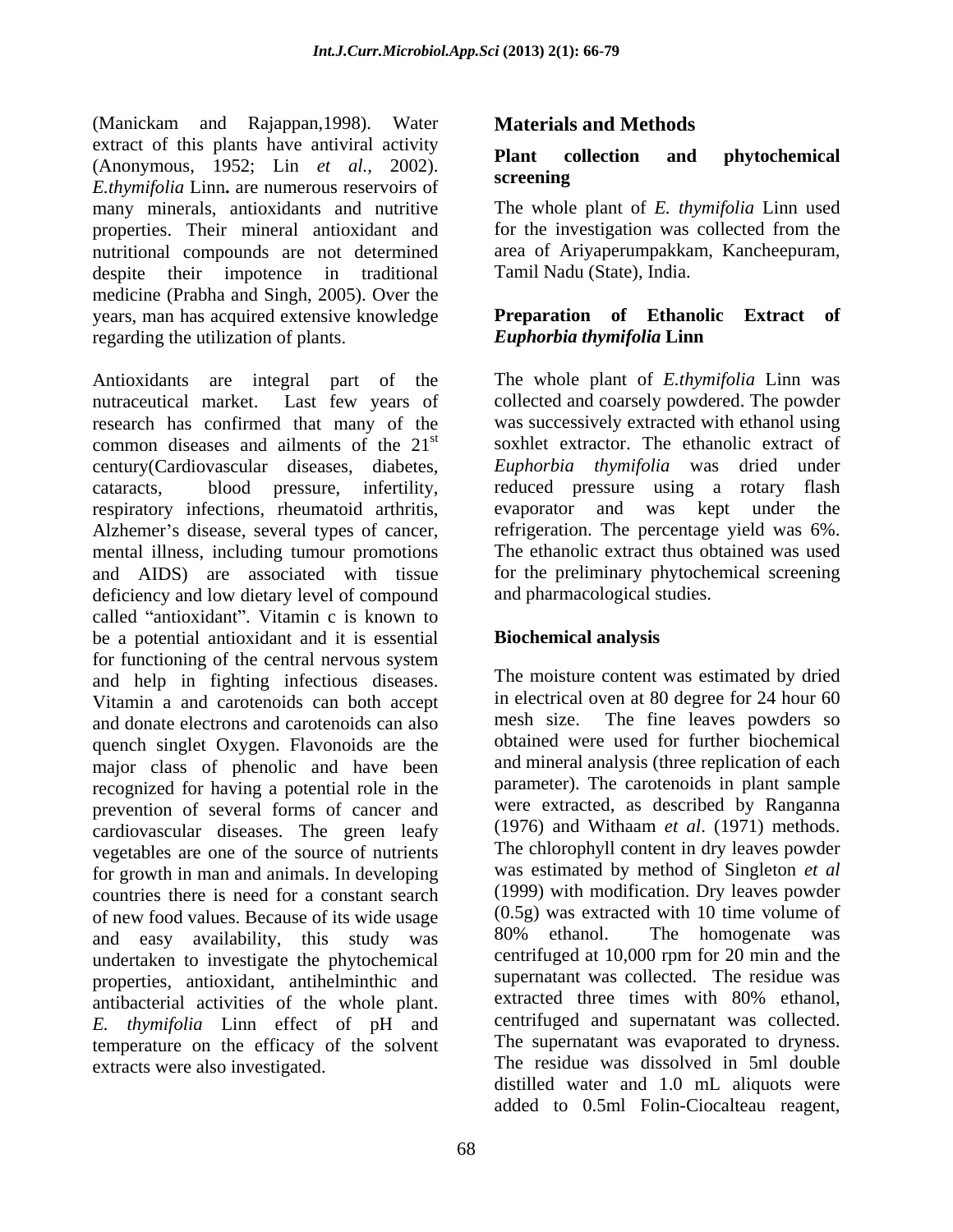(Manickam and Rajappan,1998). Water extract of this plants have antiviral activity (Anonymous, 1952; Lin *et al.,* 2002). *E.thymifolia* Linn**.** are numerous reservoirs of many minerals, antioxidants and nutritive properties. Their mineral antioxidant and nutritional compounds are not determined despite their impotence in traditional medicine (Prabha and Singh, 2005). Over the years, man has acquired extensive knowledge regarding the utilization of plants.

Antioxidants are integral part of the nutraceutical market. Last few years of research has confirmed that many of the common diseases and ailments of the 21$^{st}$ century(Cardiovascular diseases, diabetes, cataracts, blood pressure, infertility, respiratory infections, rheumatoid arthritis, Alzhemer's disease, several types of cancer, mental illness, including tumour promotions and AIDS) are associated with tissue deficiency and low dietary level of compound called "antioxidant". Vitamin c is known to be a potential antioxidant and it is essential for functioning of the central nervous system and help in fighting infectious diseases. Vitamin a and carotenoids can both accept and donate electrons and carotenoids can also quench singlet Oxygen. Flavonoids are the major class of phenolic and have been recognized for having a potential role in the prevention of several forms of cancer and cardiovascular diseases. The green leafy vegetables are one of the source of nutrients for growth in man and animals. In developing countries there is need for a constant search of new food values. Because of its wide usage and easy availability, this study was undertaken to investigate the phytochemical properties, antioxidant, antihelminthic and antibacterial activities of the whole plant. *E. thymifolia* Linn effect of pH and temperature on the efficacy of the solvent extracts were also investigated.

## Materials and Methods

### Plant collection and phytochemical screening

The whole plant of *E. thymifolia* Linn used for the investigation was collected from the area of Ariyaperumpakkam, Kancheepuram, Tamil Nadu (State), India.

### Preparation of Ethanolic Extract of *Euphorbia thymifolia* Linn

The whole plant of *E.thymifolia* Linn was collected and coarsely powdered. The powder was successively extracted with ethanol using soxhlet extractor. The ethanolic extract of *Euphorbia thymifolia* was dried under reduced pressure using a rotary flash evaporator and was kept under the refrigeration. The percentage yield was 6%. The ethanolic extract thus obtained was used for the preliminary phytochemical screening and pharmacological studies.

### Biochemical analysis

The moisture content was estimated by dried in electrical oven at 80 degree for 24 hour 60 mesh size. The fine leaves powders so obtained were used for further biochemical and mineral analysis (three replication of each parameter). The carotenoids in plant sample were extracted, as described by Ranganna (1976) and Withaam *et al*. (1971) methods. The chlorophyll content in dry leaves powder was estimated by method of Singleton *et al* (1999) with modification. Dry leaves powder (0.5g) was extracted with 10 time volume of 80% ethanol. The homogenate was centrifuged at 10,000 rpm for 20 min and the supernatant was collected. The residue was extracted three times with 80% ethanol, centrifuged and supernatant was collected. The supernatant was evaporated to dryness. The residue was dissolved in 5ml double distilled water and 1.0 mL aliquots were added to 0.5ml Folin-Ciocalteau reagent,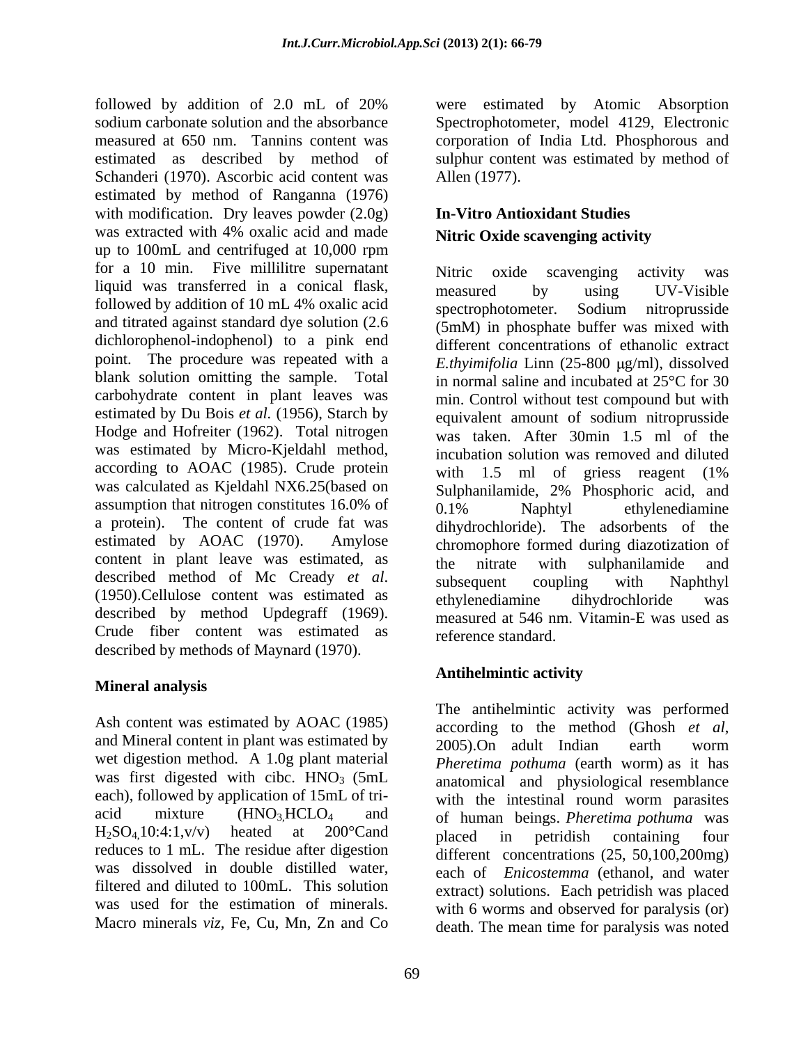followed by addition of 2.0 mL of 20% sodium carbonate solution and the absorbance measured at 650 nm. Tannins content was estimated as described by method of Schanderi (1970). Ascorbic acid content was estimated by method of Ranganna (1976) with modification. Dry leaves powder (2.0g) was extracted with 4% oxalic acid and made up to 100mL and centrifuged at 10,000 rpm for a 10 min. Five millilitre supernatant liquid was transferred in a conical flask, followed by addition of 10 mL 4% oxalic acid and titrated against standard dye solution (2.6 dichlorophenol-indophenol) to a pink end point. The procedure was repeated with a blank solution omitting the sample. Total carbohydrate content in plant leaves was estimated by Du Bois *et al.* (1956), Starch by Hodge and Hofreiter (1962). Total nitrogen was estimated by Micro-Kjeldahl method, according to AOAC (1985). Crude protein was calculated as Kjeldahl NX6.25(based on assumption that nitrogen constitutes 16.0% of a protein). The content of crude fat was estimated by AOAC (1970). Amylose content in plant leave was estimated, as described method of Mc Cready *et al*. (1950).Cellulose content was estimated as described by method Updegraff (1969). Crude fiber content was estimated as described by methods of Maynard (1970).

### Mineral analysis

Ash content was estimated by AOAC (1985) and Mineral content in plant was estimated by wet digestion method. A 1.0g plant material was first digested with cibc. $HNO_3$ (5mL each), followed by application of 15mL of tri-acid mixture ($HNO_3$, $HCLO_4$ and $H_2SO_4$, 10:4:1,v/v) heated at 200°Cand reduces to 1 mL. The residue after digestion was dissolved in double distilled water, filtered and diluted to 100mL. This solution was used for the estimation of minerals. Macro minerals *viz,* Fe, Cu, Mn, Zn and Co were estimated by Atomic Absorption Spectrophotometer, model 4129, Electronic corporation of India Ltd. Phosphorous and sulphur content was estimated by method of Allen (1977).

## In-Vitro Antioxidant Studies

### Nitric Oxide scavenging activity

Nitric oxide scavenging activity was measured by using UV-Visible spectrophotometer. Sodium nitroprusside (5mM) in phosphate buffer was mixed with different concentrations of ethanolic extract *E.thyimifolia* Linn (25-800 μg/ml), dissolved in normal saline and incubated at 25°C for 30 min. Control without test compound but with equivalent amount of sodium nitroprusside was taken. After 30min 1.5 ml of the incubation solution was removed and diluted with 1.5 ml of griess reagent (1% Sulphanilamide, 2% Phosphoric acid, and 0.1% Naphtyl ethylenediamine dihydrochloride). The adsorbents of the chromophore formed during diazotization of the nitrate with sulphanilamide and subsequent coupling with Naphthyl ethylenediamine dihydrochloride was measured at 546 nm. Vitamin-E was used as reference standard.

### Antihelmintic activity

The antihelmintic activity was performed according to the method (Ghosh *et al*, 2005).On adult Indian earth worm *Pheretima pothuma* (earth worm) as it has anatomical and physiological resemblance with the intestinal round worm parasites of human beings. *Pheretima pothuma* was placed in petridish containing four different concentrations (25, 50,100,200mg) each of *Enicostemma* (ethanol, and water extract) solutions. Each petridish was placed with 6 worms and observed for paralysis (or) death. The mean time for paralysis was noted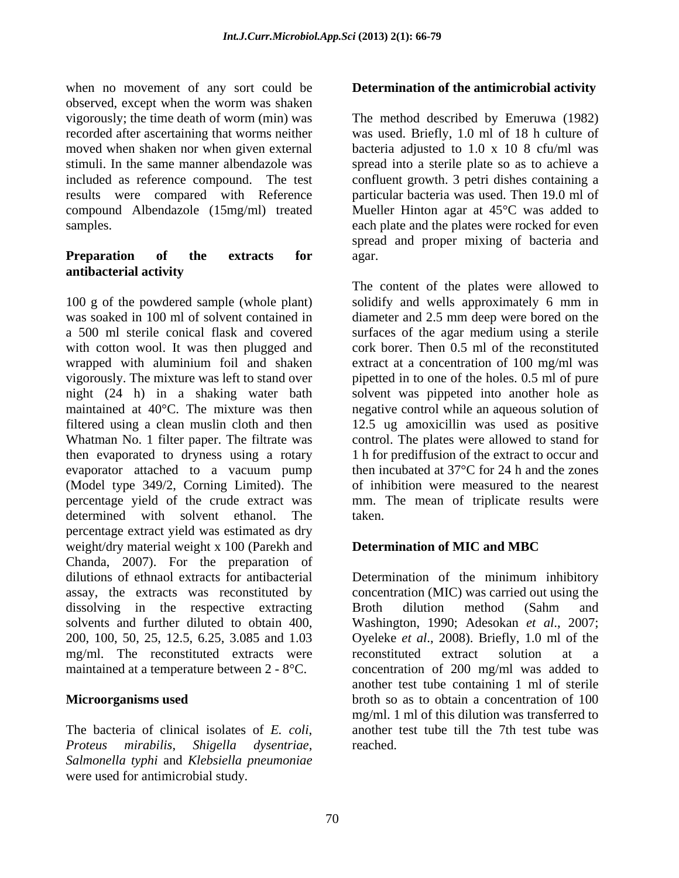when no movement of any sort could be observed, except when the worm was shaken vigorously; the time death of worm (min) was recorded after ascertaining that worms neither moved when shaken nor when given external stimuli. In the same manner albendazole was included as reference compound. The test results were compared with Reference compound Albendazole (15mg/ml) treated samples.

**Preparation of the extracts for antibacterial activity**

100 g of the powdered sample (whole plant) was soaked in 100 ml of solvent contained in a 500 ml sterile conical flask and covered with cotton wool. It was then plugged and wrapped with aluminium foil and shaken vigorously. The mixture was left to stand over night (24 h) in a shaking water bath maintained at 40°C. The mixture was then filtered using a clean muslin cloth and then Whatman No. 1 filter paper. The filtrate was then evaporated to dryness using a rotary evaporator attached to a vacuum pump (Model type 349/2, Corning Limited). The percentage yield of the crude extract was determined with solvent ethanol. The percentage extract yield was estimated as dry weight/dry material weight x 100 (Parekh and Chanda, 2007). For the preparation of dilutions of ethnaol extracts for antibacterial assay, the extracts was reconstituted by dissolving in the respective extracting solvents and further diluted to obtain 400, 200, 100, 50, 25, 12.5, 6.25, 3.085 and 1.03 mg/ml. The reconstituted extracts were maintained at a temperature between 2 - 8°C.

**Microorganisms used**

The bacteria of clinical isolates of *E. coli*, *Proteus mirabilis*, *Shigella dysentriae*, *Salmonella typhi* and *Klebsiella pneumoniae* were used for antimicrobial study.

**Determination of the antimicrobial activity**

The method described by Emeruwa (1982) was used. Briefly, 1.0 ml of 18 h culture of bacteria adjusted to 1.0 x 10 8 cfu/ml was spread into a sterile plate so as to achieve a confluent growth. 3 petri dishes containing a particular bacteria was used. Then 19.0 ml of Mueller Hinton agar at 45°C was added to each plate and the plates were rocked for even spread and proper mixing of bacteria and agar.

The content of the plates were allowed to solidify and wells approximately 6 mm in diameter and 2.5 mm deep were bored on the surfaces of the agar medium using a sterile cork borer. Then 0.5 ml of the reconstituted extract at a concentration of 100 mg/ml was pipetted in to one of the holes. 0.5 ml of pure solvent was pippeted into another hole as negative control while an aqueous solution of 12.5 ug amoxicillin was used as positive control. The plates were allowed to stand for 1 h for prediffusion of the extract to occur and then incubated at 37°C for 24 h and the zones of inhibition were measured to the nearest mm. The mean of triplicate results were taken.

**Determination of MIC and MBC**

Determination of the minimum inhibitory concentration (MIC) was carried out using the Broth dilution method (Sahm and Washington, 1990; Adesokan *et al*., 2007; Oyeleke *et al*., 2008). Briefly, 1.0 ml of the reconstituted extract solution at a concentration of 200 mg/ml was added to another test tube containing 1 ml of sterile broth so as to obtain a concentration of 100 mg/ml. 1 ml of this dilution was transferred to another test tube till the 7th test tube was reached.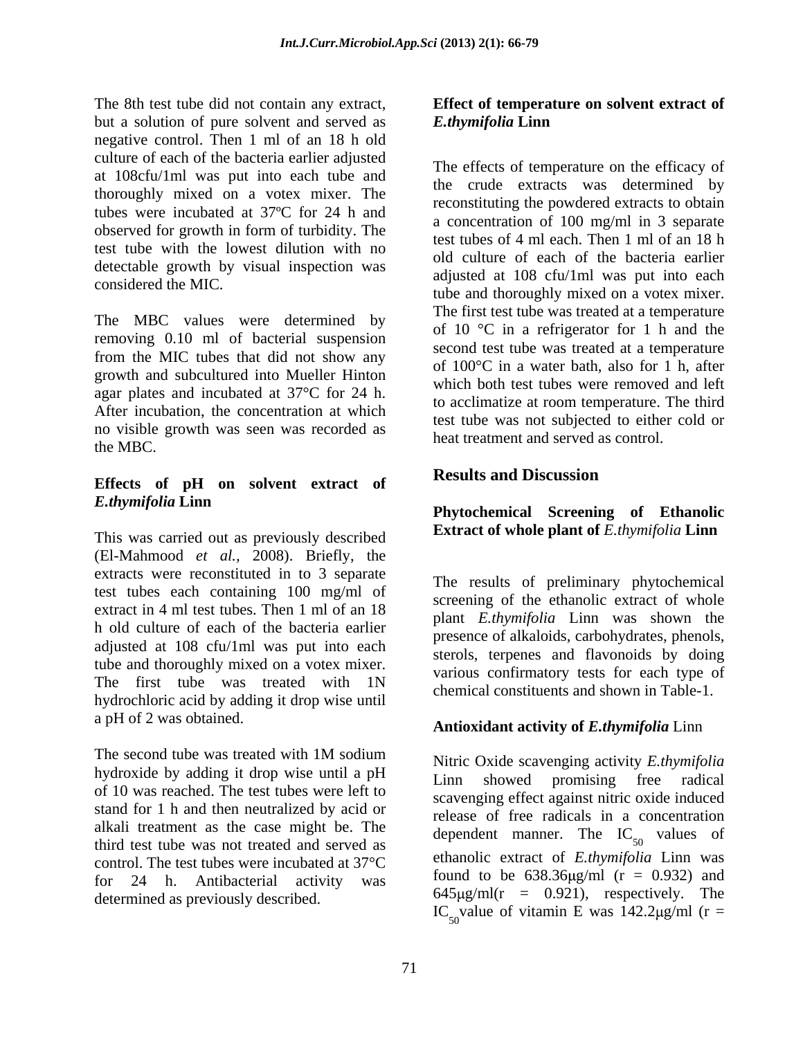The 8th test tube did not contain any extract, but a solution of pure solvent and served as negative control. Then 1 ml of an 18 h old culture of each of the bacteria earlier adjusted at 108cfu/1ml was put into each tube and thoroughly mixed on a votex mixer. The tubes were incubated at 37ºC for 24 h and observed for growth in form of turbidity. The test tube with the lowest dilution with no detectable growth by visual inspection was considered the MIC.

The MBC values were determined by removing 0.10 ml of bacterial suspension from the MIC tubes that did not show any growth and subcultured into Mueller Hinton agar plates and incubated at 37°C for 24 h. After incubation, the concentration at which no visible growth was seen was recorded as the MBC.

### Effects of pH on solvent extract of *E.thymifolia* Linn

This was carried out as previously described (El-Mahmood *et al.*, 2008). Briefly, the extracts were reconstituted in to 3 separate test tubes each containing 100 mg/ml of extract in 4 ml test tubes. Then 1 ml of an 18 h old culture of each of the bacteria earlier adjusted at 108 cfu/1ml was put into each tube and thoroughly mixed on a votex mixer. The first tube was treated with 1N hydrochloric acid by adding it drop wise until a pH of 2 was obtained.

The second tube was treated with 1M sodium hydroxide by adding it drop wise until a pH of 10 was reached. The test tubes were left to stand for 1 h and then neutralized by acid or alkali treatment as the case might be. The third test tube was not treated and served as control. The test tubes were incubated at 37°C for 24 h. Antibacterial activity was determined as previously described.

### Effect of temperature on solvent extract of *E.thymifolia* Linn

The effects of temperature on the efficacy of the crude extracts was determined by reconstituting the powdered extracts to obtain a concentration of 100 mg/ml in 3 separate test tubes of 4 ml each. Then 1 ml of an 18 h old culture of each of the bacteria earlier adjusted at 108 cfu/1ml was put into each tube and thoroughly mixed on a votex mixer. The first test tube was treated at a temperature of 10 °C in a refrigerator for 1 h and the second test tube was treated at a temperature of 100°C in a water bath, also for 1 h, after which both test tubes were removed and left to acclimatize at room temperature. The third test tube was not subjected to either cold or heat treatment and served as control.

## Results and Discussion

### Phytochemical Screening of Ethanolic Extract of whole plant of *E.thymifolia* Linn

The results of preliminary phytochemical screening of the ethanolic extract of whole plant *E.thymifolia* Linn was shown the presence of alkaloids, carbohydrates, phenols, sterols, terpenes and flavonoids by doing various confirmatory tests for each type of chemical constituents and shown in Table-1.

### Antioxidant activity of *E.thymifolia* Linn

Nitric Oxide scavenging activity *E.thymifolia* Linn showed promising free radical scavenging effect against nitric oxide induced release of free radicals in a concentration dependent manner. The $IC_{50}$ values of ethanolic extract of *E.thymifolia* Linn was found to be 638.36μg/ml (r = 0.932) and 645μg/ml(r = 0.921), respectively. The $IC_{50}$value of vitamin E was 142.2μg/ml (r =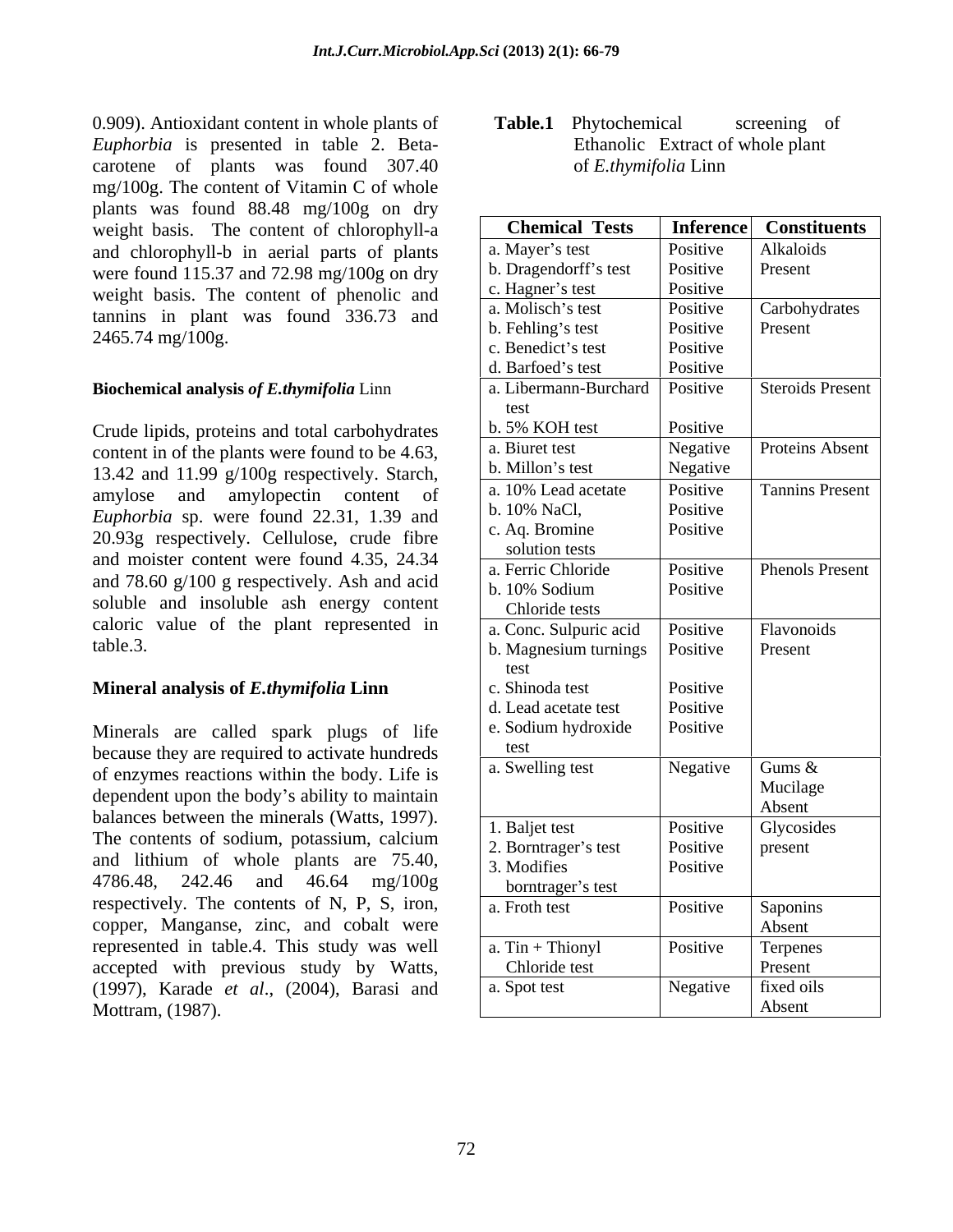0.909). Antioxidant content in whole plants of *Euphorbia* is presented in table 2. Beta-carotene of plants was found 307.40 mg/100g. The content of Vitamin C of whole plants was found 88.48 mg/100g on dry weight basis. The content of chlorophyll-a and chlorophyll-b in aerial parts of plants were found 115.37 and 72.98 mg/100g on dry weight basis. The content of phenolic and tannins in plant was found 336.73 and 2465.74 mg/100g.

**Biochemical analysis *of E.thymifolia* Linn**

Crude lipids, proteins and total carbohydrates content in of the plants were found to be 4.63, 13.42 and 11.99 g/100g respectively. Starch, amylose and amylopectin content of *Euphorbia* sp. were found 22.31, 1.39 and 20.93g respectively. Cellulose, crude fibre and moister content were found 4.35, 24.34 and 78.60 g/100 g respectively. Ash and acid soluble and insoluble ash energy content caloric value of the plant represented in table.3.

## Mineral analysis of *E.thymifolia* Linn

Minerals are called spark plugs of life because they are required to activate hundreds of enzymes reactions within the body. Life is dependent upon the body's ability to maintain balances between the minerals (Watts, 1997). The contents of sodium, potassium, calcium and lithium of whole plants are 75.40, 4786.48, 242.46 and 46.64 mg/100g respectively. The contents of N, P, S, iron, copper, Manganse, zinc, and cobalt were represented in table.4. This study was well accepted with previous study by Watts, (1997), Karade *et al*., (2004), Barasi and Mottram, (1987).

**Table.1** Phytochemical screening of Ethanolic Extract of whole plant of *E.thymifolia* Linn

| Chemical Tests | Inference | Constituents |
|---|---|---|
| a. Mayer's test | Positive | Alkaloids Present |
| b. Dragendorff's test | Positive | |
| c. Hagner's test | Positive | |
| a. Molisch's test | Positive | Carbohydrates Present |
| b. Fehling's test | Positive | |
| c. Benedict's test | Positive | |
| d. Barfoed's test | Positive | |
| a. Libermann-Burchard test | Positive | Steroids Present |
| b. 5% KOH test | Positive | |
| a. Biuret test | Negative | Proteins Absent |
| b. Millon's test | Negative | |
| a. 10% Lead acetate | Positive | Tannins Present |
| b. 10% NaCl, | Positive | |
| c. Aq. Bromine solution tests | Positive | |
| a. Ferric Chloride | Positive | Phenols Present |
| b. 10% Sodium Chloride tests | Positive | |
| a. Conc. Sulpuric acid | Positive | Flavonoids Present |
| b. Magnesium turnings test | Positive | |
| c. Shinoda test | Positive | |
| d. Lead acetate test | Positive | |
| e. Sodium hydroxide test | Positive | |
| a. Swelling test | Negative | Gums & Mucilage Absent |
| 1. Baljet test | Positive | Glycosides present |
| 2. Borntrager's test | Positive | |
| 3. Modifies borntrager's test | Positive | |
| a. Froth test | Positive | Saponins Absent |
| a. Tin + Thionyl Chloride test | Positive | Terpenes Present |
| a. Spot test | Negative | fixed oils Absent |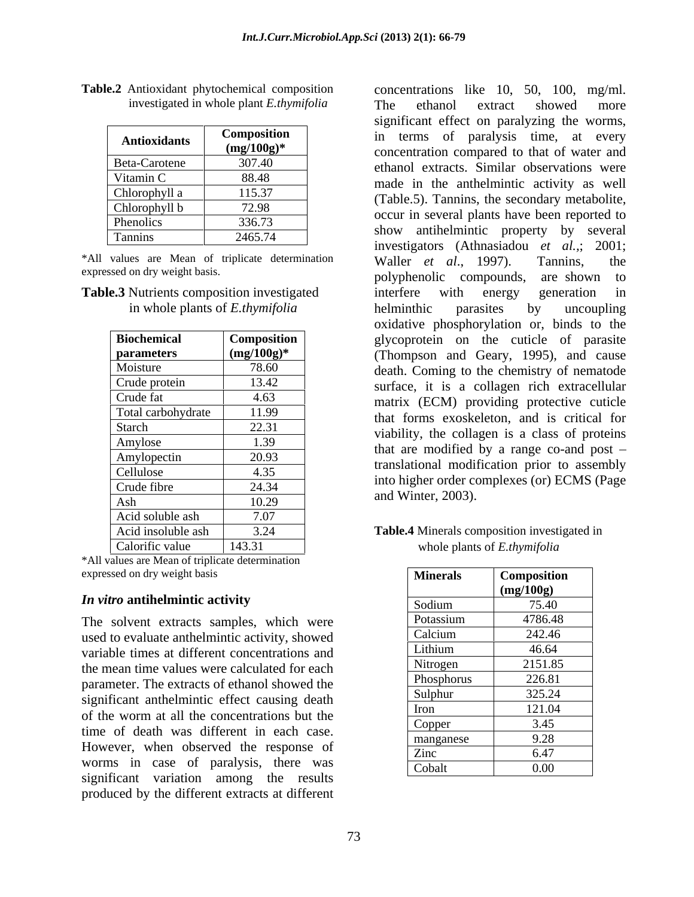**Table.2** Antioxidant phytochemical composition investigated in whole plant *E.thymifolia*

| Antioxidants | Composition (mg/100g)* |
|---|---|
| Beta-Carotene | 307.40 |
| Vitamin C | 88.48 |
| Chlorophyll a | 115.37 |
| Chlorophyll b | 72.98 |
| Phenolics | 336.73 |
| Tannins | 2465.74 |

*All values are Mean of triplicate determination expressed on dry weight basis.

**Table.3** Nutrients composition investigated in whole plants of *E.thymifolia*

| Biochemical parameters | Composition (mg/100g)* |
|---|---|
| Moisture | 78.60 |
| Crude protein | 13.42 |
| Crude fat | 4.63 |
| Total carbohydrate | 11.99 |
| Starch | 22.31 |
| Amylose | 1.39 |
| Amylopectin | 20.93 |
| Cellulose | 4.35 |
| Crude fibre | 24.34 |
| Ash | 10.29 |
| Acid soluble ash | 7.07 |
| Acid insoluble ash | 3.24 |
| Calorific value | 143.31 |

*All values are Mean of triplicate determination expressed on dry weight basis

### *In vitro* antihelmintic activity

The solvent extracts samples, which were used to evaluate anthelmintic activity, showed variable times at different concentrations and the mean time values were calculated for each parameter. The extracts of ethanol showed the significant anthelmintic effect causing death of the worm at all the concentrations but the time of death was different in each case. However, when observed the response of worms in case of paralysis, there was significant variation among the results produced by the different extracts at different concentrations like 10, 50, 100, mg/ml. The ethanol extract showed more significant effect on paralyzing the worms, in terms of paralysis time, at every concentration compared to that of water and ethanol extracts. Similar observations were made in the anthelmintic activity as well (Table.5). Tannins, the secondary metabolite, occur in several plants have been reported to show antihelmintic property by several investigators (Athnasiadou *et al.*,; 2001; Waller *et al*., 1997). Tannins, the polyphenolic compounds, are shown to interfere with energy generation in helminthic parasites by uncoupling oxidative phosphorylation or, binds to the glycoprotein on the cuticle of parasite (Thompson and Geary, 1995), and cause death. Coming to the chemistry of nematode surface, it is a collagen rich extracellular matrix (ECM) providing protective cuticle that forms exoskeleton, and is critical for viability, the collagen is a class of proteins that are modified by a range co-and post – translational modification prior to assembly into higher order complexes (or) ECMS (Page and Winter, 2003).

**Table.4** Minerals composition investigated in whole plants of *E.thymifolia*

| Minerals | Composition (mg/100g) |
|---|---|
| Sodium | 75.40 |
| Potassium | 4786.48 |
| Calcium | 242.46 |
| Lithium | 46.64 |
| Nitrogen | 2151.85 |
| Phosphorus | 226.81 |
| Sulphur | 325.24 |
| Iron | 121.04 |
| Copper | 3.45 |
| manganese | 9.28 |
| Zinc | 6.47 |
| Cobalt | 0.00 |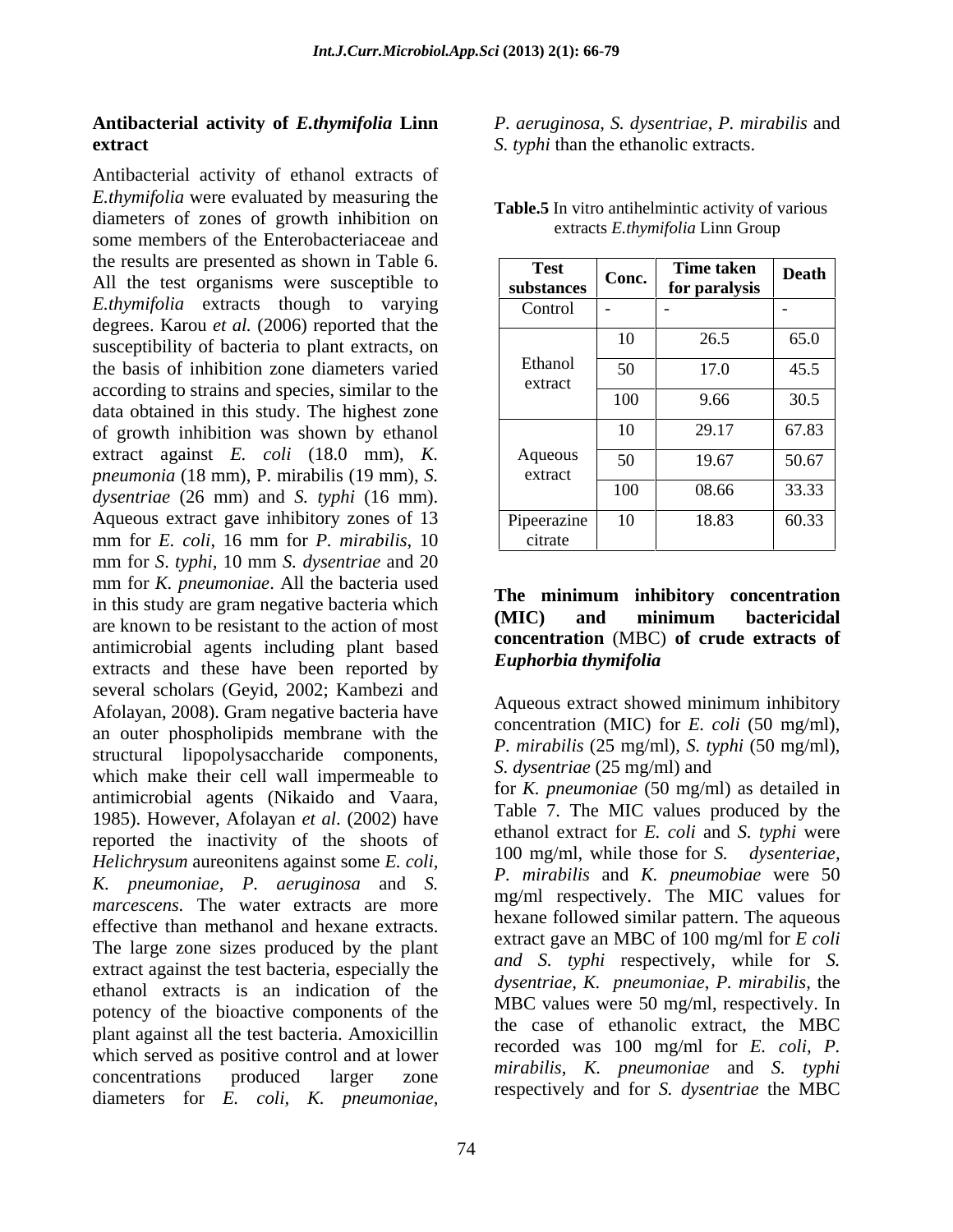### Antibacterial activity of *E.thymifolia* Linn extract

Antibacterial activity of ethanol extracts of *E.thymifolia* were evaluated by measuring the diameters of zones of growth inhibition on some members of the Enterobacteriaceae and the results are presented as shown in Table 6. All the test organisms were susceptible to *E.thymifolia* extracts though to varying degrees. Karou *et al.* (2006) reported that the susceptibility of bacteria to plant extracts, on the basis of inhibition zone diameters varied according to strains and species, similar to the data obtained in this study. The highest zone of growth inhibition was shown by ethanol extract against *E. coli* (18.0 mm), *K. pneumonia* (18 mm), P. mirabilis (19 mm), *S. dysentriae* (26 mm) and *S. typhi* (16 mm). Aqueous extract gave inhibitory zones of 13 mm for *E. coli*, 16 mm for *P. mirabilis*, 10 mm for *S. typhi*, 10 mm *S. dysentriae* and 20 mm for *K. pneumoniae*. All the bacteria used in this study are gram negative bacteria which are known to be resistant to the action of most antimicrobial agents including plant based extracts and these have been reported by several scholars (Geyid, 2002; Kambezi and Afolayan, 2008). Gram negative bacteria have an outer phospholipids membrane with the structural lipopolysaccharide components, which make their cell wall impermeable to antimicrobial agents (Nikaido and Vaara, 1985). However, Afolayan *et al*. (2002) have reported the inactivity of the shoots of *Helichrysum* aureonitens against some *E. coli*, *K. pneumoniae*, *P. aeruginosa* and *S. marcescens.* The water extracts are more effective than methanol and hexane extracts. The large zone sizes produced by the plant extract against the test bacteria, especially the ethanol extracts is an indication of the potency of the bioactive components of the plant against all the test bacteria. Amoxicillin which served as positive control and at lower concentrations produced larger zone diameters for *E. coli*, *K. pneumoniae*, *P. aeruginosa*, *S. dysentriae*, *P. mirabilis* and *S. typhi* than the ethanolic extracts.

**Table.5** In vitro antihelmintic activity of various extracts *E.thymifolia* Linn Group

| Test substances | Conc. | Time taken for paralysis | Death |
|---|---|---|---|
| Control | - | - | - |
| Ethanol extract | 10 | 26.5 | 65.0 |
| | 50 | 17.0 | 45.5 |
| | 100 | 9.66 | 30.5 |
| Aqueous extract | 10 | 29.17 | 67.83 |
| | 50 | 19.67 | 50.67 |
| | 100 | 08.66 | 33.33 |
| Pipeerazine citrate | 10 | 18.83 | 60.33 |

### The minimum inhibitory concentration (MIC) and minimum bactericidal concentration (MBC) of crude extracts of *Euphorbia thymifolia*

Aqueous extract showed minimum inhibitory concentration (MIC) for *E. coli* (50 mg/ml), *P. mirabilis* (25 mg/ml), *S. typhi* (50 mg/ml), *S. dysentriae* (25 mg/ml) and for *K. pneumoniae* (50 mg/ml) as detailed in Table 7. The MIC values produced by the ethanol extract for *E. coli* and *S. typhi* were 100 mg/ml, while those for *S. dysenteriae*, *P. mirabilis* and *K. pneumobiae* were 50 mg/ml respectively. The MIC values for hexane followed similar pattern. The aqueous extract gave an MBC of 100 mg/ml for *E coli and S. typhi* respectively, while for *S. dysentriae*, *K. pneumoniae*, *P. mirabilis*, the MBC values were 50 mg/ml, respectively. In the case of ethanolic extract, the MBC recorded was 100 mg/ml for *E. coli*, *P. mirabilis*, *K. pneumoniae* and *S. typhi* respectively and for *S. dysentriae* the MBC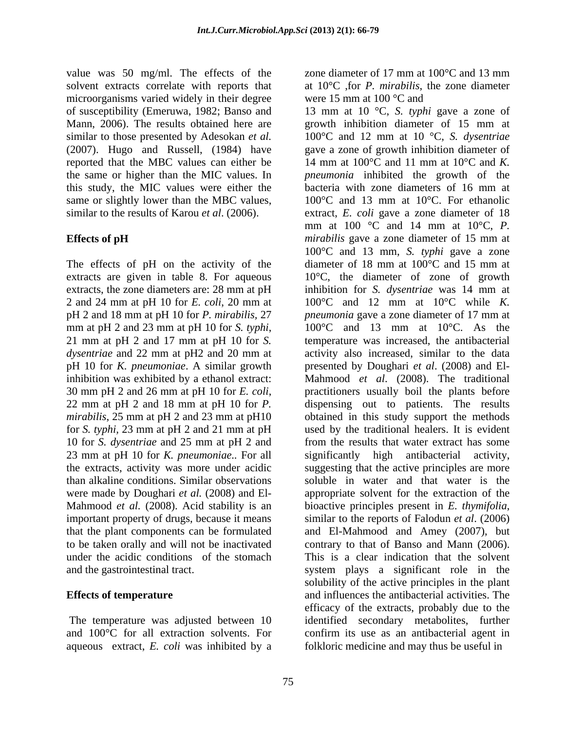value was 50 mg/ml. The effects of the solvent extracts correlate with reports that microorganisms varied widely in their degree of susceptibility (Emeruwa, 1982; Banso and Mann, 2006). The results obtained here are similar to those presented by Adesokan *et al.* (2007). Hugo and Russell, (1984) have reported that the MBC values can either be the same or higher than the MIC values. In this study, the MIC values were either the same or slightly lower than the MBC values, similar to the results of Karou *et al*. (2006).

## Effects of pH

The effects of pH on the activity of the extracts are given in table 8. For aqueous extracts, the zone diameters are: 28 mm at pH 2 and 24 mm at pH 10 for *E. coli*, 20 mm at pH 2 and 18 mm at pH 10 for *P. mirabilis,* 27 mm at pH 2 and 23 mm at pH 10 for *S. typhi*, 21 mm at pH 2 and 17 mm at pH 10 for *S. dysentriae* and 22 mm at pH2 and 20 mm at pH 10 for *K. pneumoniae*. A similar growth inhibition was exhibited by a ethanol extract: 30 mm pH 2 and 26 mm at pH 10 for *E. coli*, 22 mm at pH 2 and 18 mm at pH 10 for *P. mirabilis*, 25 mm at pH 2 and 23 mm at pH10 for *S. typhi,* 23 mm at pH 2 and 21 mm at pH 10 for *S. dysentriae* and 25 mm at pH 2 and 23 mm at pH 10 for *K. pneumoniae*.. For all the extracts, activity was more under acidic than alkaline conditions. Similar observations were made by Doughari *et al.* (2008) and El-Mahmood *et al.* (2008). Acid stability is an important property of drugs, because it means that the plant components can be formulated to be taken orally and will not be inactivated under the acidic conditions of the stomach and the gastrointestinal tract.

## Effects of temperature

The temperature was adjusted between 10 and 100°C for all extraction solvents. For aqueous extract, *E. coli* was inhibited by a zone diameter of 17 mm at 100°C and 13 mm at 10°C ,for *P. mirabilis*, the zone diameter were 15 mm at 100 °C and 13 mm at 10 °C, *S. typhi* gave a zone of growth inhibition diameter of 15 mm at 100°C and 12 mm at 10 °C, *S. dysentriae* gave a zone of growth inhibition diameter of 14 mm at 100°C and 11 mm at 10°C and *K. pneumonia* inhibited the growth of the bacteria with zone diameters of 16 mm at 100°C and 13 mm at 10°C. For ethanolic extract, *E. coli* gave a zone diameter of 18 mm at 100 °C and 14 mm at 10°C, *P. mirabilis* gave a zone diameter of 15 mm at 100°C and 13 mm, *S. typhi* gave a zone diameter of 18 mm at 100°C and 15 mm at 10°C, the diameter of zone of growth inhibition for *S. dysentriae* was 14 mm at 100°C and 12 mm at 10°C while *K. pneumonia* gave a zone diameter of 17 mm at 100°C and 13 mm at 10°C. As the temperature was increased, the antibacterial activity also increased, similar to the data presented by Doughari *et al*. (2008) and El-Mahmood *et al*. (2008). The traditional practitioners usually boil the plants before dispensing out to patients. The results obtained in this study support the methods used by the traditional healers. It is evident from the results that water extract has some significantly high antibacterial activity, suggesting that the active principles are more soluble in water and that water is the appropriate solvent for the extraction of the bioactive principles present in *E. thymifolia*, similar to the reports of Falodun *et al*. (2006) and El-Mahmood and Amey (2007), but contrary to that of Banso and Mann (2006). This is a clear indication that the solvent system plays a significant role in the solubility of the active principles in the plant and influences the antibacterial activities. The efficacy of the extracts, probably due to the identified secondary metabolites, further confirm its use as an antibacterial agent in folkloric medicine and may thus be useful in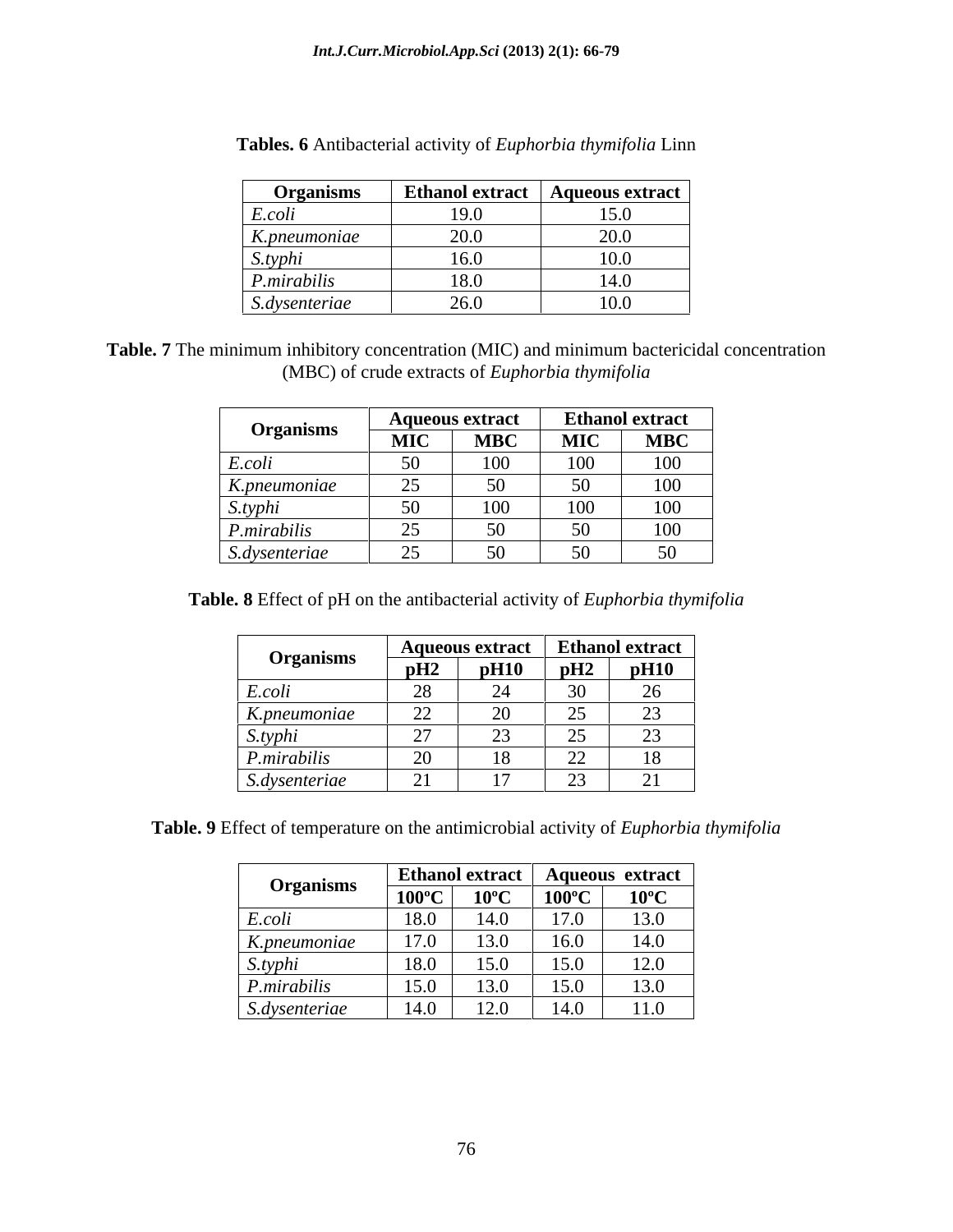**Tables. 6** Antibacterial activity of *Euphorbia thymifolia* Linn

| Organisms | Ethanol extract | Aqueous extract |
|---|---|---|
| *E.coli* | 19.0 | 15.0 |
| *K.pneumoniae* | 20.0 | 20.0 |
| *S.typhi* | 16.0 | 10.0 |
| *P.mirabilis* | 18.0 | 14.0 |
| *S.dysenteriae* | 26.0 | 10.0 |

**Table. 7** The minimum inhibitory concentration (MIC) and minimum bactericidal concentration (MBC) of crude extracts of *Euphorbia thymifolia*

| Organisms | Aqueous extract | | Ethanol extract | |
|---|---|---|---|---|
| | MIC | MBC | MIC | MBC |
| *E.coli* | 50 | 100 | 100 | 100 |
| *K.pneumoniae* | 25 | 50 | 50 | 100 |
| *S.typhi* | 50 | 100 | 100 | 100 |
| *P.mirabilis* | 25 | 50 | 50 | 100 |
| *S.dysenteriae* | 25 | 50 | 50 | 50 |

**Table. 8** Effect of pH on the antibacterial activity of *Euphorbia thymifolia*

| Organisms | Aqueous extract | | Ethanol extract | |
|---|---|---|---|---|
| | pH2 | pH10 | pH2 | pH10 |
| *E.coli* | 28 | 24 | 30 | 26 |
| *K.pneumoniae* | 22 | 20 | 25 | 23 |
| *S.typhi* | 27 | 23 | 25 | 23 |
| *P.mirabilis* | 20 | 18 | 22 | 18 |
| *S.dysenteriae* | 21 | 17 | 23 | 21 |

**Table. 9** Effect of temperature on the antimicrobial activity of *Euphorbia thymifolia*

| Organisms | Ethanol extract | | Aqueous extract | |
|---|---|---|---|---|
| | 100ºC | 10ºC | 100ºC | 10ºC |
| *E.coli* | 18.0 | 14.0 | 17.0 | 13.0 |
| *K.pneumoniae* | 17.0 | 13.0 | 16.0 | 14.0 |
| *S.typhi* | 18.0 | 15.0 | 15.0 | 12.0 |
| *P.mirabilis* | 15.0 | 13.0 | 15.0 | 13.0 |
| *S.dysenteriae* | 14.0 | 12.0 | 14.0 | 11.0 |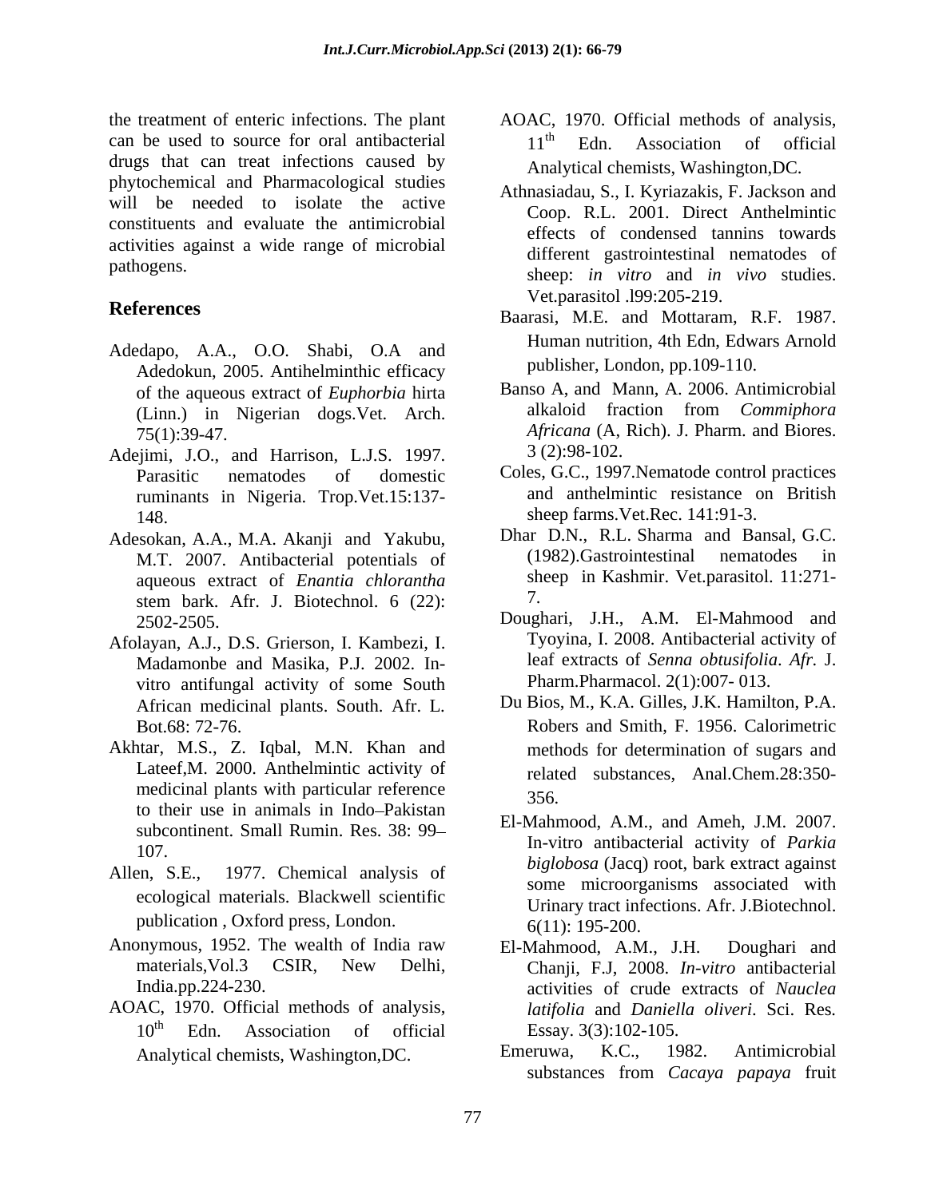the treatment of enteric infections. The plant can be used to source for oral antibacterial drugs that can treat infections caused by phytochemical and Pharmacological studies will be needed to isolate the active constituents and evaluate the antimicrobial activities against a wide range of microbial pathogens.

## References

Adedapo, A.A., O.O. Shabi, O.A and Adedokun, 2005. Antihelminthic efficacy of the aqueous extract of *Euphorbia* hirta (Linn.) in Nigerian dogs.Vet. Arch. 75(1):39-47.

Adejimi, J.O., and Harrison, L.J.S. 1997. Parasitic nematodes of domestic ruminants in Nigeria. Trop.Vet.15:137-148.

Adesokan, A.A., M.A. Akanji and Yakubu, M.T. 2007. Antibacterial potentials of aqueous extract of *Enantia chlorantha* stem bark. Afr. J. Biotechnol. 6 (22): 2502-2505.

Afolayan, A.J., D.S. Grierson, I. Kambezi, I. Madamonbe and Masika, P.J. 2002. In-vitro antifungal activity of some South African medicinal plants. South. Afr. L. Bot.68: 72-76.

Akhtar, M.S., Z. Iqbal, M.N. Khan and Lateef,M. 2000. Anthelmintic activity of medicinal plants with particular reference to their use in animals in Indo–Pakistan subcontinent. Small Rumin. Res. 38: 99–107.

Allen, S.E., 1977. Chemical analysis of ecological materials. Blackwell scientific publication , Oxford press, London.

Anonymous, 1952. The wealth of India raw materials,Vol.3 CSIR, New Delhi, India.pp.224-230.

AOAC, 1970. Official methods of analysis, 10th Edn. Association of official Analytical chemists, Washington,DC.

AOAC, 1970. Official methods of analysis, 11th Edn. Association of official Analytical chemists, Washington,DC.

Athnasiadau, S., I. Kyriazakis, F. Jackson and Coop. R.L. 2001. Direct Anthelmintic effects of condensed tannins towards different gastrointestinal nematodes of sheep: *in vitro* and *in vivo* studies. Vet.parasitol .l99:205-219.

Baarasi, M.E. and Mottaram, R.F. 1987. Human nutrition, 4th Edn, Edwars Arnold publisher, London, pp.109-110.

Banso A, and Mann, A. 2006. Antimicrobial alkaloid fraction from *Commiphora Africana* (A, Rich). J. Pharm. and Biores. 3 (2):98-102.

Coles, G.C., 1997.Nematode control practices and anthelmintic resistance on British sheep farms.Vet.Rec. 141:91-3.

Dhar D.N., R.L. Sharma and Bansal, G.C. (1982).Gastrointestinal nematodes in sheep in Kashmir. Vet.parasitol. 11:271-7.

Doughari, J.H., A.M. El-Mahmood and Tyoyina, I. 2008. Antibacterial activity of leaf extracts of *Senna obtusifolia*. *Afr.* J. Pharm.Pharmacol. 2(1):007- 013.

Du Bios, M., K.A. Gilles, J.K. Hamilton, P.A. Robers and Smith, F. 1956. Calorimetric methods for determination of sugars and related substances, Anal.Chem.28:350-356.

El-Mahmood, A.M., and Ameh, J.M. 2007. In-vitro antibacterial activity of *Parkia biglobosa* (Jacq) root, bark extract against some microorganisms associated with Urinary tract infections. Afr. J.Biotechnol. 6(11): 195-200.

El-Mahmood, A.M., J.H. Doughari and Chanji, F.J, 2008. *In-vitro* antibacterial activities of crude extracts of *Nauclea latifolia* and *Daniella oliveri*. Sci. Res. Essay. 3(3):102-105.

Emeruwa, K.C., 1982. Antimicrobial substances from *Cacaya papaya* fruit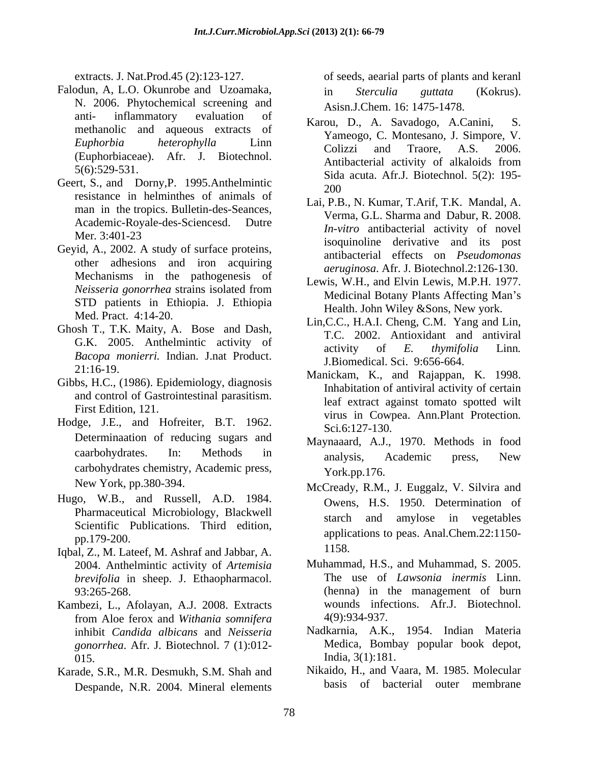extracts. J. Nat.Prod.45 (2):123-127.

Falodun, A, L.O. Okunrobe and Uzoamaka, N. 2006. Phytochemical screening and anti- inflammatory evaluation of methanolic and aqueous extracts of *Euphorbia heterophylla* Linn (Euphorbiaceae). Afr. J. Biotechnol. 5(6):529-531.

Geert, S., and Dorny,P. 1995.Anthelmintic resistance in helminthes of animals of man in the tropics. Bulletin-des-Seances, Academic-Royale-des-Sciencesd. Dutre Mer. 3:401-23

Geyid, A., 2002. A study of surface proteins, other adhesions and iron acquiring Mechanisms in the pathogenesis of *Neisseria gonorrhea* strains isolated from STD patients in Ethiopia. J. Ethiopia Med. Pract. 4:14-20.

Ghosh T., T.K. Maity, A. Bose and Dash, G.K. 2005. Anthelmintic activity of *Bacopa monierri.* Indian. J.nat Product. 21:16-19.

Gibbs, H.C., (1986). Epidemiology, diagnosis and control of Gastrointestinal parasitism. First Edition, 121.

Hodge, J.E., and Hofreiter, B.T. 1962. Determinaation of reducing sugars and caarbohydrates. In: Methods in carbohydrates chemistry, Academic press, New York, pp.380-394.

Hugo, W.B., and Russell, A.D. 1984. Pharmaceutical Microbiology, Blackwell Scientific Publications. Third edition, pp.179-200.

Iqbal, Z., M. Lateef, M. Ashraf and Jabbar, A. 2004. Anthelmintic activity of *Artemisia brevifolia* in sheep. J. Ethaopharmacol. 93:265-268.

Kambezi, L., Afolayan, A.J. 2008. Extracts from Aloe ferox and *Withania somnifera* inhibit *Candida albicans* and *Neisseria gonorrhea*. Afr. J. Biotechnol. 7 (1):012-015.

Karade, S.R., M.R. Desmukh, S.M. Shah and Despande, N.R. 2004. Mineral elements of seeds, aearial parts of plants and keranl in *Sterculia guttata* (Kokrus). Asisn.J.Chem. 16: 1475-1478.

Karou, D., A. Savadogo, A.Canini, S. Yameogo, C. Montesano, J. Simpore, V. Colizzi and Traore, A.S. 2006. Antibacterial activity of alkaloids from Sida acuta. Afr.J. Biotechnol. 5(2): 195-200

Lai, P.B., N. Kumar, T.Arif, T.K. Mandal, A. Verma, G.L. Sharma and Dabur, R. 2008. *In-vitro* antibacterial activity of novel isoquinoline derivative and its post antibacterial effects on *Pseudomonas aeruginosa*. Afr. J. Biotechnol.2:126-130.

Lewis, W.H., and Elvin Lewis, M.P.H. 1977. Medicinal Botany Plants Affecting Man's Health. John Wiley &Sons, New york.

Lin,C.C., H.A.I. Cheng, C.M. Yang and Lin, T.C. 2002. Antioxidant and antiviral activity of *E. thymifolia* Linn*.* J.Biomedical. Sci. 9:656-664.

Manickam, K., and Rajappan, K. 1998. Inhabitation of antiviral activity of certain leaf extract against tomato spotted wilt virus in Cowpea. Ann.Plant Protection*.* Sci.6:127-130.

Maynaaard, A.J., 1970. Methods in food analysis, Academic press, New York.pp.176.

McCready, R.M., J. Euggalz, V. Silvira and Owens, H.S. 1950. Determination of starch and amylose in vegetables applications to peas. Anal.Chem.22:1150-1158.

Muhammad, H.S., and Muhammad, S. 2005. The use of *Lawsonia inermis* Linn. (henna) in the management of burn wounds infections. Afr.J. Biotechnol. 4(9):934-937.

Nadkarnia, A.K., 1954. Indian Materia Medica, Bombay popular book depot, India, 3(1):181.

Nikaido, H., and Vaara, M. 1985. Molecular basis of bacterial outer membrane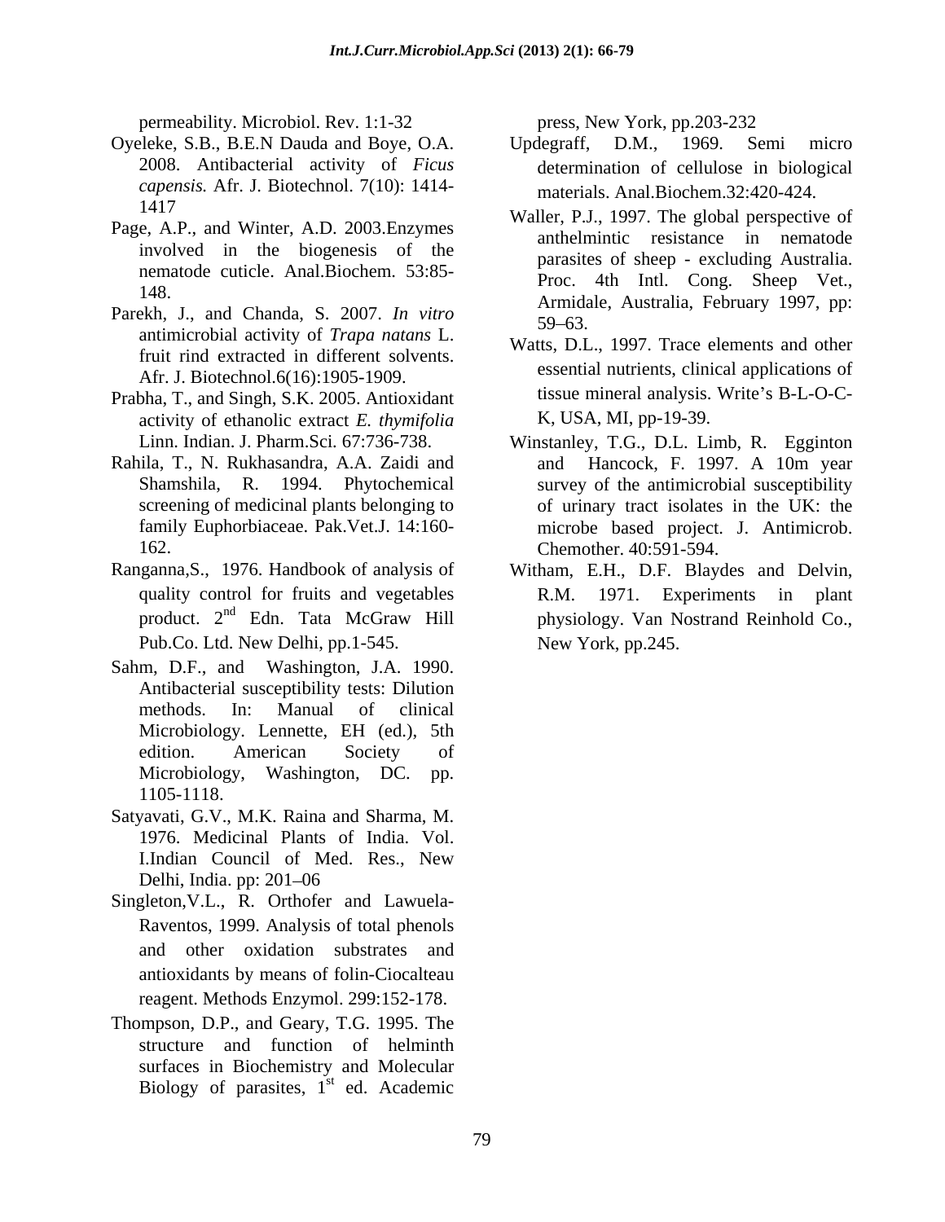permeability. Microbiol. Rev. 1:1-32

Oyeleke, S.B., B.E.N Dauda and Boye, O.A. 2008. Antibacterial activity of *Ficus capensis.* Afr. J. Biotechnol. 7(10): 1414-1417

Page, A.P., and Winter, A.D. 2003.Enzymes involved in the biogenesis of the nematode cuticle. Anal.Biochem. 53:85-148.

Parekh, J., and Chanda, S. 2007. *In vitro* antimicrobial activity of *Trapa natans* L. fruit rind extracted in different solvents. Afr. J. Biotechnol.6(16):1905-1909.

Prabha, T., and Singh, S.K. 2005. Antioxidant activity of ethanolic extract *E. thymifolia* Linn. Indian. J. Pharm.Sci. 67:736-738.

Rahila, T., N. Rukhasandra, A.A. Zaidi and Shamshila, R. 1994. Phytochemical screening of medicinal plants belonging to family Euphorbiaceae. Pak.Vet.J. 14:160-162.

Ranganna,S., 1976. Handbook of analysis of quality control for fruits and vegetables product. 2nd Edn. Tata McGraw Hill Pub.Co. Ltd. New Delhi, pp.1-545.

Sahm, D.F., and Washington, J.A. 1990. Antibacterial susceptibility tests: Dilution methods. In: Manual of clinical Microbiology. Lennette, EH (ed.), 5th edition. American Society of Microbiology, Washington, DC. pp. 1105-1118.

Satyavati, G.V., M.K. Raina and Sharma, M. 1976. Medicinal Plants of India. Vol. I.Indian Council of Med. Res., New Delhi, India. pp: 201–06

Singleton,V.L., R. Orthofer and Lawuela-Raventos, 1999. Analysis of total phenols and other oxidation substrates and antioxidants by means of folin-Ciocalteau reagent. Methods Enzymol. 299:152-178.

Thompson, D.P., and Geary, T.G. 1995. The structure and function of helminth surfaces in Biochemistry and Molecular Biology of parasites, 1st ed. Academic press, New York, pp.203-232

Updegraff, D.M., 1969. Semi micro determination of cellulose in biological materials. Anal.Biochem.32:420-424.

Waller, P.J., 1997. The global perspective of anthelmintic resistance in nematode parasites of sheep - excluding Australia. Proc. 4th Intl. Cong. Sheep Vet., Armidale, Australia, February 1997, pp: 59–63.

Watts, D.L., 1997. Trace elements and other essential nutrients, clinical applications of tissue mineral analysis. Write's B-L-O-C-K, USA, MI, pp-19-39.

Winstanley, T.G., D.L. Limb, R. Egginton and Hancock, F. 1997. A 10m year survey of the antimicrobial susceptibility of urinary tract isolates in the UK: the microbe based project. J. Antimicrob. Chemother. 40:591-594.

Witham, E.H., D.F. Blaydes and Delvin, R.M. 1971. Experiments in plant physiology. Van Nostrand Reinhold Co., New York, pp.245.